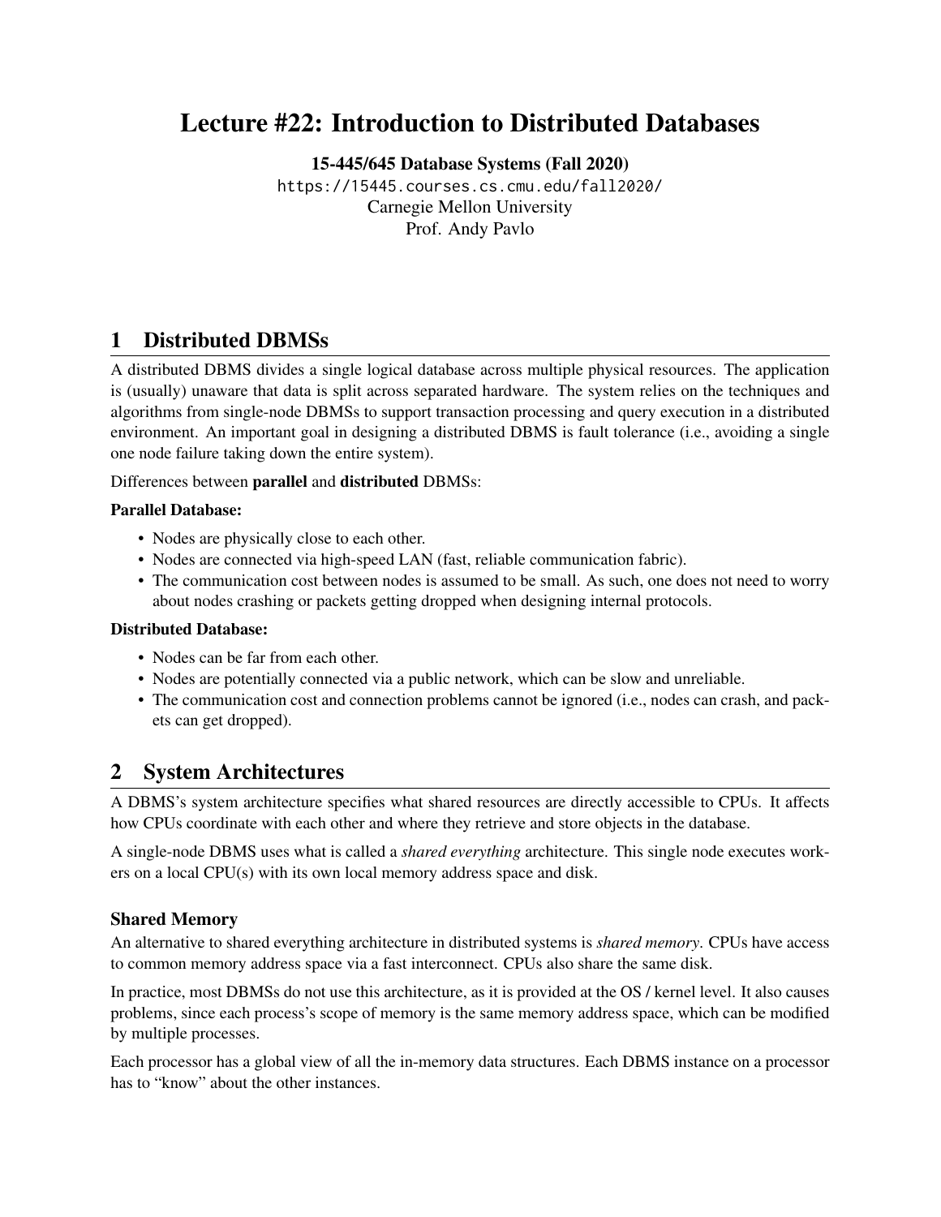# Lecture #22: Introduction to Distributed Databases

**15-445/645 Database Systems (Fall 2020)**

https://15445.courses.cs.cmu.edu/fall2020/

Carnegie Mellon University

Prof. Andy Pavlo

## 1 Distributed DBMSs

A distributed DBMS divides a single logical database across multiple physical resources. The application is (usually) unaware that data is split across separated hardware. The system relies on the techniques and algorithms from single-node DBMSs to support transaction processing and query execution in a distributed environment. An important goal in designing a distributed DBMS is fault tolerance (i.e., avoiding a single one node failure taking down the entire system).

Differences between **parallel** and **distributed** DBMSs:

**Parallel Database:**

- Nodes are physically close to each other.
- Nodes are connected via high-speed LAN (fast, reliable communication fabric).
- The communication cost between nodes is assumed to be small. As such, one does not need to worry about nodes crashing or packets getting dropped when designing internal protocols.

**Distributed Database:**

- Nodes can be far from each other.
- Nodes are potentially connected via a public network, which can be slow and unreliable.
- The communication cost and connection problems cannot be ignored (i.e., nodes can crash, and packets can get dropped).

## 2 System Architectures

A DBMS's system architecture specifies what shared resources are directly accessible to CPUs. It affects how CPUs coordinate with each other and where they retrieve and store objects in the database.

A single-node DBMS uses what is called a *shared everything* architecture. This single node executes workers on a local CPU(s) with its own local memory address space and disk.

### Shared Memory

An alternative to shared everything architecture in distributed systems is *shared memory*. CPUs have access to common memory address space via a fast interconnect. CPUs also share the same disk.

In practice, most DBMSs do not use this architecture, as it is provided at the OS / kernel level. It also causes problems, since each process's scope of memory is the same memory address space, which can be modified by multiple processes.

Each processor has a global view of all the in-memory data structures. Each DBMS instance on a processor has to "know" about the other instances.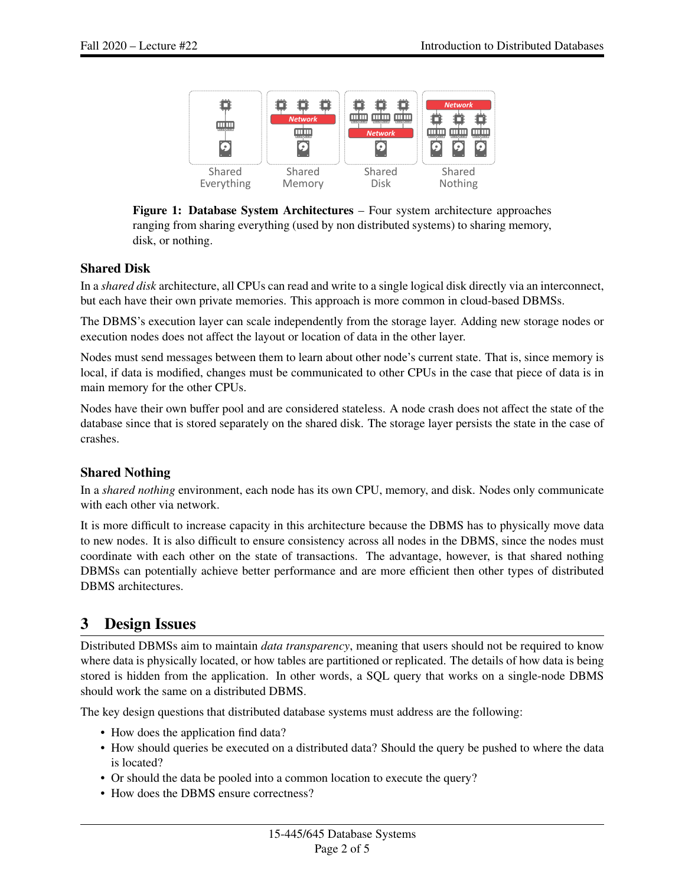**Figure 1: Database System Architectures** – Four system architecture approaches ranging from sharing everything (used by non distributed systems) to sharing memory, disk, or nothing.

### Shared Disk

In a *shared disk* architecture, all CPUs can read and write to a single logical disk directly via an interconnect, but each have their own private memories. This approach is more common in cloud-based DBMSs.

The DBMS's execution layer can scale independently from the storage layer. Adding new storage nodes or execution nodes does not affect the layout or location of data in the other layer.

Nodes must send messages between them to learn about other node's current state. That is, since memory is local, if data is modified, changes must be communicated to other CPUs in the case that piece of data is in main memory for the other CPUs.

Nodes have their own buffer pool and are considered stateless. A node crash does not affect the state of the database since that is stored separately on the shared disk. The storage layer persists the state in the case of crashes.

### Shared Nothing

In a *shared nothing* environment, each node has its own CPU, memory, and disk. Nodes only communicate with each other via network.

It is more difficult to increase capacity in this architecture because the DBMS has to physically move data to new nodes. It is also difficult to ensure consistency across all nodes in the DBMS, since the nodes must coordinate with each other on the state of transactions. The advantage, however, is that shared nothing DBMSs can potentially achieve better performance and are more efficient then other types of distributed DBMS architectures.

## 3 Design Issues

Distributed DBMSs aim to maintain *data transparency*, meaning that users should not be required to know where data is physically located, or how tables are partitioned or replicated. The details of how data is being stored is hidden from the application. In other words, a SQL query that works on a single-node DBMS should work the same on a distributed DBMS.

The key design questions that distributed database systems must address are the following:

- How does the application find data?
- How should queries be executed on a distributed data? Should the query be pushed to where the data is located?
- Or should the data be pooled into a common location to execute the query?
- How does the DBMS ensure correctness?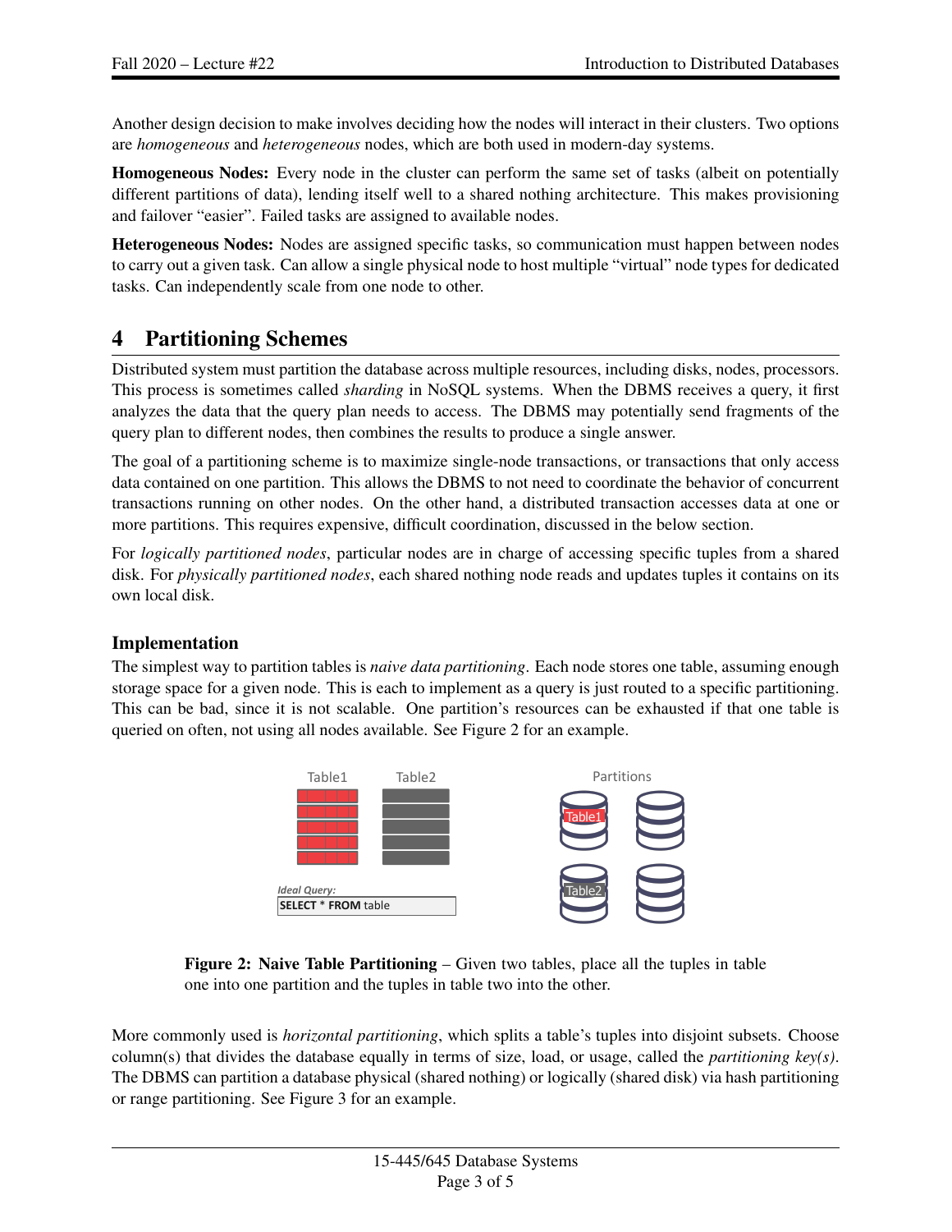Another design decision to make involves deciding how the nodes will interact in their clusters. Two options are *homogeneous* and *heterogeneous* nodes, which are both used in modern-day systems.

**Homogeneous Nodes:** Every node in the cluster can perform the same set of tasks (albeit on potentially different partitions of data), lending itself well to a shared nothing architecture. This makes provisioning and failover "easier". Failed tasks are assigned to available nodes.

**Heterogeneous Nodes:** Nodes are assigned specific tasks, so communication must happen between nodes to carry out a given task. Can allow a single physical node to host multiple "virtual" node types for dedicated tasks. Can independently scale from one node to other.

# 4 Partitioning Schemes

Distributed system must partition the database across multiple resources, including disks, nodes, processors. This process is sometimes called *sharding* in NoSQL systems. When the DBMS receives a query, it first analyzes the data that the query plan needs to access. The DBMS may potentially send fragments of the query plan to different nodes, then combines the results to produce a single answer.

The goal of a partitioning scheme is to maximize single-node transactions, or transactions that only access data contained on one partition. This allows the DBMS to not need to coordinate the behavior of concurrent transactions running on other nodes. On the other hand, a distributed transaction accesses data at one or more partitions. This requires expensive, difficult coordination, discussed in the below section.

For *logically partitioned nodes*, particular nodes are in charge of accessing specific tuples from a shared disk. For *physically partitioned nodes*, each shared nothing node reads and updates tuples it contains on its own local disk.

### Implementation

The simplest way to partition tables is *naive data partitioning*. Each node stores one table, assuming enough storage space for a given node. This is each to implement as a query is just routed to a specific partitioning. This can be bad, since it is not scalable. One partition's resources can be exhausted if that one table is queried on often, not using all nodes available. See Figure 2 for an example.

Table1 Table2 Partitions

Table1 Table2

*Ideal Query:*

```
SELECT * FROM table
```

**Figure 2: Naive Table Partitioning** – Given two tables, place all the tuples in table one into one partition and the tuples in table two into the other.

More commonly used is *horizontal partitioning*, which splits a table's tuples into disjoint subsets. Choose column(s) that divides the database equally in terms of size, load, or usage, called the *partitioning key(s)*. The DBMS can partition a database physical (shared nothing) or logically (shared disk) via hash partitioning or range partitioning. See Figure 3 for an example.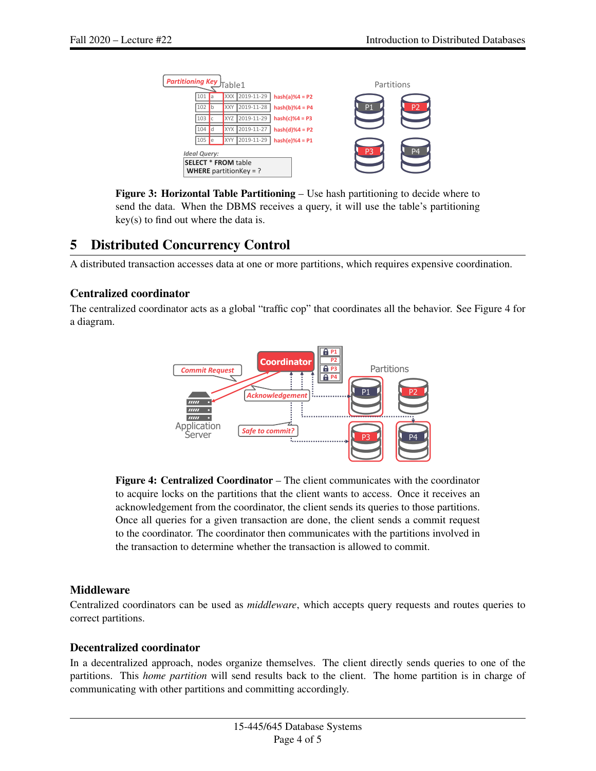**Figure 3: Horizontal Table Partitioning** – Use hash partitioning to decide where to send the data. When the DBMS receives a query, it will use the table's partitioning key(s) to find out where the data is.

## 5 Distributed Concurrency Control

A distributed transaction accesses data at one or more partitions, which requires expensive coordination.

### Centralized coordinator

The centralized coordinator acts as a global "traffic cop" that coordinates all the behavior. See Figure 4 for a diagram.

**Figure 4: Centralized Coordinator** – The client communicates with the coordinator to acquire locks on the partitions that the client wants to access. Once it receives an acknowledgement from the coordinator, the client sends its queries to those partitions. Once all queries for a given transaction are done, the client sends a commit request to the coordinator. The coordinator then communicates with the partitions involved in the transaction to determine whether the transaction is allowed to commit.

### Middleware

Centralized coordinators can be used as *middleware*, which accepts query requests and routes queries to correct partitions.

### Decentralized coordinator

In a decentralized approach, nodes organize themselves. The client directly sends queries to one of the partitions. This *home partition* will send results back to the client. The home partition is in charge of communicating with other partitions and committing accordingly.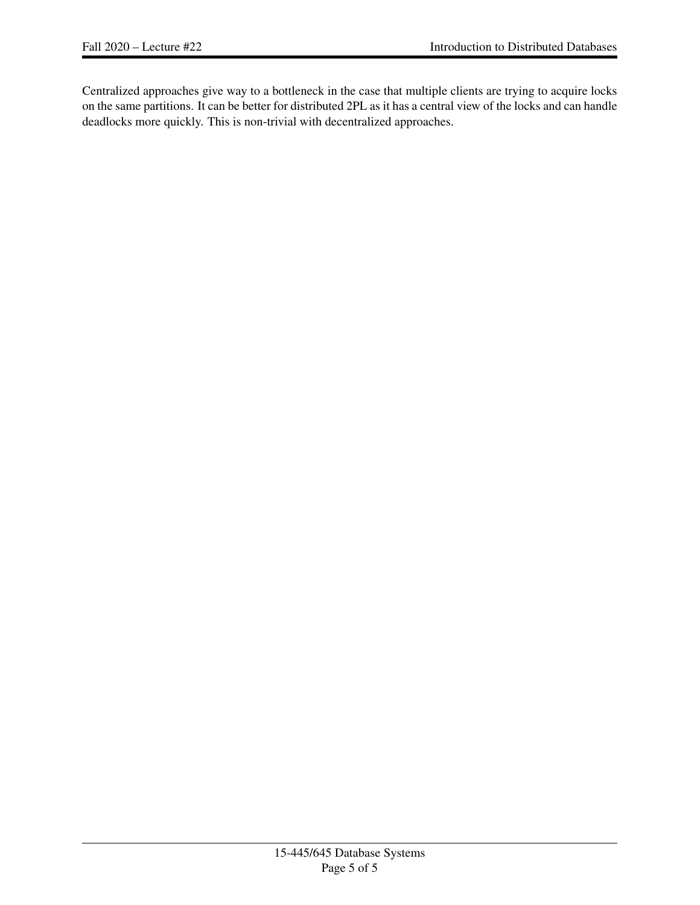Centralized approaches give way to a bottleneck in the case that multiple clients are trying to acquire locks on the same partitions. It can be better for distributed 2PL as it has a central view of the locks and can handle deadlocks more quickly. This is non-trivial with decentralized approaches.